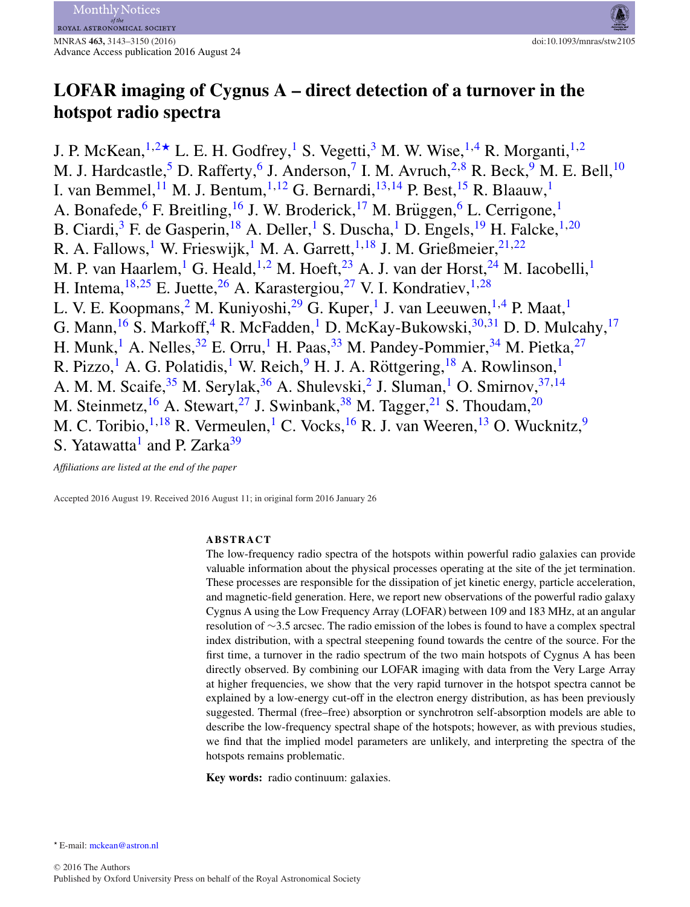# LOFAR imaging of Cygnus A – direct detection of a turnover in the hotspot radio spectra

J. P. McKean,[1,2★] L. E. H. Godfrey,[1] S. Vegetti,[3] M. W. Wise,[1,4] R. Morganti,[1,2] M. J. Hardcastle,[5] D. Rafferty,[6] J. Anderson,[7] I. M. Avruch,[2,8] R. Beck,[9] M. E. Bell,[10] I. van Bemmel,[11] M. J. Bentum,[1,12] G. Bernardi,[13,14] P. Best,[15] R. Blaauw,[1] A. Bonafede,[6] F. Breitling,[16] J. W. Broderick,[17] M. Brüggen,[6] L. Cerrigone,[1] B. Ciardi,[3] F. de Gasperin,[18] A. Deller,[1] S. Duscha,[1] D. Engels,[19] H. Falcke,[1,20] R. A. Fallows,[1] W. Frieswijk,[1] M. A. Garrett,[1,18] J. M. Grießmeier,[21,22] M. P. van Haarlem,[1] G. Heald,[1,2] M. Hoeft,[23] A. J. van der Horst,[24] M. Iacobelli,[1] H. Intema,[18,25] E. Juette,[26] A. Karastergiou,[27] V. I. Kondratiev,[1,28] L. V. E. Koopmans,[2] M. Kuniyoshi,[29] G. Kuper,[1] J. van Leeuwen,[1,4] P. Maat,[1] G. Mann,[16] S. Markoff,[4] R. McFadden,[1] D. McKay-Bukowski,[30,31] D. D. Mulcahy,[17] H. Munk,[1] A. Nelles,[32] E. Orru,[1] H. Paas,[33] M. Pandey-Pommier,[34] M. Pietka,[27] R. Pizzo,[1] A. G. Polatidis,[1] W. Reich,[9] H. J. A. Röttgering,[18] A. Rowlinson,[1] A. M. M. Scaife,[35] M. Serylak,[36] A. Shulevski,[2] J. Sluman,[1] O. Smirnov,[37,14] M. Steinmetz,[16] A. Stewart,[27] J. Swinbank,[38] M. Tagger,[21] S. Thoudam,[20] M. C. Toribio,[1,18] R. Vermeulen,[1] C. Vocks,[16] R. J. van Weeren,[13] O. Wucknitz,[9] S. Yatawatta[1] and P. Zarka[39]

*Affiliations are listed at the end of the paper*

Accepted 2016 August 19. Received 2016 August 11; in original form 2016 January 26

## ABSTRACT

The low-frequency radio spectra of the hotspots within powerful radio galaxies can provide valuable information about the physical processes operating at the site of the jet termination. These processes are responsible for the dissipation of jet kinetic energy, particle acceleration, and magnetic-field generation. Here, we report new observations of the powerful radio galaxy Cygnus A using the Low Frequency Array (LOFAR) between 109 and 183 MHz, at an angular resolution of ∼3.5 arcsec. The radio emission of the lobes is found to have a complex spectral index distribution, with a spectral steepening found towards the centre of the source. For the first time, a turnover in the radio spectrum of the two main hotspots of Cygnus A has been directly observed. By combining our LOFAR imaging with data from the Very Large Array at higher frequencies, we show that the very rapid turnover in the hotspot spectra cannot be explained by a low-energy cut-off in the electron energy distribution, as has been previously suggested. Thermal (free–free) absorption or synchrotron self-absorption models are able to describe the low-frequency spectral shape of the hotspots; however, as with previous studies, we find that the implied model parameters are unlikely, and interpreting the spectra of the hotspots remains problematic.

**Key words:** radio continuum: galaxies.

★ E-mail: mckean@astron.nl

© 2016 The Authors
Published by Oxford University Press on behalf of the Royal Astronomical Society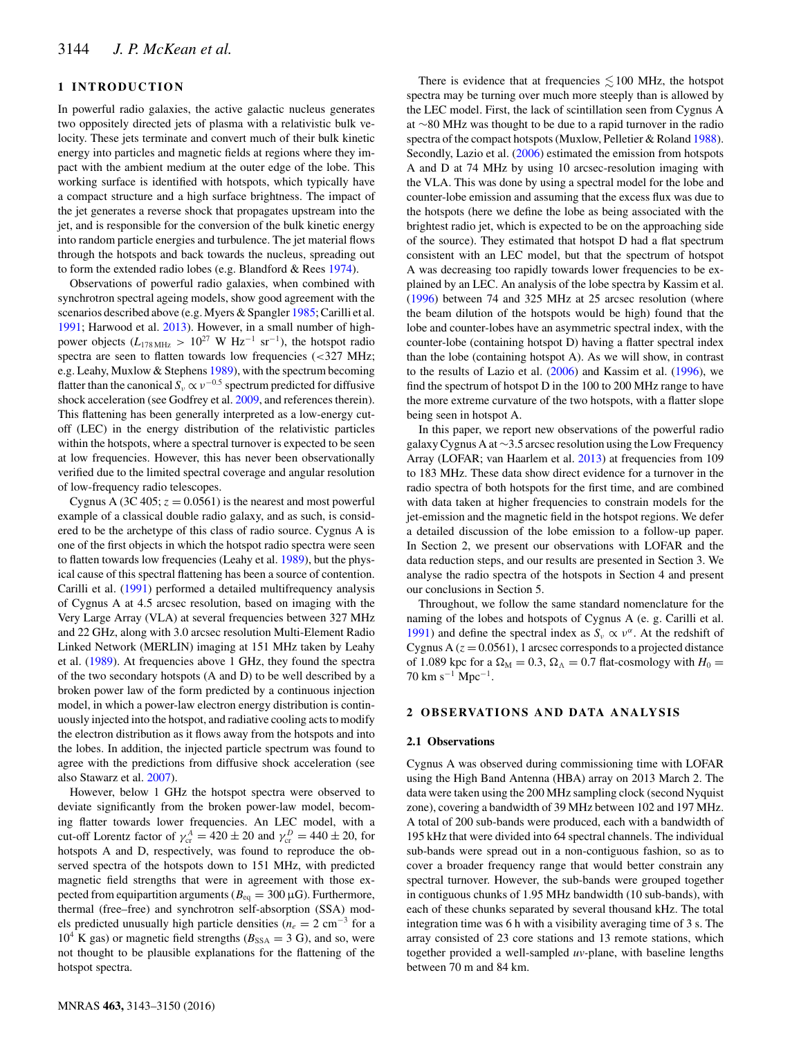## 1 INTRODUCTION

In powerful radio galaxies, the active galactic nucleus generates two oppositely directed jets of plasma with a relativistic bulk velocity. These jets terminate and convert much of their bulk kinetic energy into particles and magnetic fields at regions where they impact with the ambient medium at the outer edge of the lobe. This working surface is identified with hotspots, which typically have a compact structure and a high surface brightness. The impact of the jet generates a reverse shock that propagates upstream into the jet, and is responsible for the conversion of the bulk kinetic energy into random particle energies and turbulence. The jet material flows through the hotspots and back towards the nucleus, spreading out to form the extended radio lobes (e.g. Blandford & Rees 1974).

Observations of powerful radio galaxies, when combined with synchrotron spectral ageing models, show good agreement with the scenarios described above (e.g. Myers & Spangler 1985; Carilli et al. 1991; Harwood et al. 2013). However, in a small number of high-power objects ($L_{178\,\mathrm{MHz}} > 10^{27}$ W Hz$^{-1}$ sr$^{-1}$), the hotspot radio spectra are seen to flatten towards low frequencies (<327 MHz; e.g. Leahy, Muxlow & Stephens 1989), with the spectrum becoming flatter than the canonical $S_\nu \propto \nu^{-0.5}$ spectrum predicted for diffusive shock acceleration (see Godfrey et al. 2009, and references therein). This flattening has been generally interpreted as a low-energy cut-off (LEC) in the energy distribution of the relativistic particles within the hotspots, where a spectral turnover is expected to be seen at low frequencies. However, this has never been observationally verified due to the limited spectral coverage and angular resolution of low-frequency radio telescopes.

Cygnus A (3C 405; $z = 0.0561$) is the nearest and most powerful example of a classical double radio galaxy, and as such, is considered to be the archetype of this class of radio source. Cygnus A is one of the first objects in which the hotspot radio spectra were seen to flatten towards low frequencies (Leahy et al. 1989), but the physical cause of this spectral flattening has been a source of contention. Carilli et al. (1991) performed a detailed multifrequency analysis of Cygnus A at 4.5 arcsec resolution, based on imaging with the Very Large Array (VLA) at several frequencies between 327 MHz and 22 GHz, along with 3.0 arcsec resolution Multi-Element Radio Linked Network (MERLIN) imaging at 151 MHz taken by Leahy et al. (1989). At frequencies above 1 GHz, they found the spectra of the two secondary hotspots (A and D) to be well described by a broken power law of the form predicted by a continuous injection model, in which a power-law electron energy distribution is continuously injected into the hotspot, and radiative cooling acts to modify the electron distribution as it flows away from the hotspots and into the lobes. In addition, the injected particle spectrum was found to agree with the predictions from diffusive shock acceleration (see also Stawarz et al. 2007).

However, below 1 GHz the hotspot spectra were observed to deviate significantly from the broken power-law model, becoming flatter towards lower frequencies. An LEC model, with a cut-off Lorentz factor of $\gamma^{A}_{\mathrm{cr}} = 420 \pm 20$ and $\gamma^{D}_{\mathrm{cr}} = 440 \pm 20$, for hotspots A and D, respectively, was found to reproduce the observed spectra of the hotspots down to 151 MHz, with predicted magnetic field strengths that were in agreement with those expected from equipartition arguments ($B_{\mathrm{eq}} = 300$ μG). Furthermore, thermal (free–free) and synchrotron self-absorption (SSA) models predicted unusually high particle densities ($n_e = 2$ cm$^{-3}$ for a $10^4$ K gas) or magnetic field strengths ($B_{\mathrm{SSA}} = 3$ G), and so, were not thought to be plausible explanations for the flattening of the hotspot spectra.

There is evidence that at frequencies $\lesssim 100$ MHz, the hotspot spectra may be turning over much more steeply than is allowed by the LEC model. First, the lack of scintillation seen from Cygnus A at ~80 MHz was thought to be due to a rapid turnover in the radio spectra of the compact hotspots (Muxlow, Pelletier & Roland 1988). Secondly, Lazio et al. (2006) estimated the emission from hotspots A and D at 74 MHz by using 10 arcsec-resolution imaging with the VLA. This was done by using a spectral model for the lobe and counter-lobe emission and assuming that the excess flux was due to the hotspots (here we define the lobe as being associated with the brightest radio jet, which is expected to be on the approaching side of the source). They estimated that hotspot D had a flat spectrum consistent with an LEC model, but that the spectrum of hotspot A was decreasing too rapidly towards lower frequencies to be explained by an LEC. An analysis of the lobe spectra by Kassim et al. (1996) between 74 and 325 MHz at 25 arcsec resolution (where the beam dilution of the hotspots would be high) found that the lobe and counter-lobes have an asymmetric spectral index, with the counter-lobe (containing hotspot D) having a flatter spectral index than the lobe (containing hotspot A). As we will show, in contrast to the results of Lazio et al. (2006) and Kassim et al. (1996), we find the spectrum of hotspot D in the 100 to 200 MHz range to have the more extreme curvature of the two hotspots, with a flatter slope being seen in hotspot A.

In this paper, we report new observations of the powerful radio galaxy Cygnus A at ~3.5 arcsec resolution using the Low Frequency Array (LOFAR; van Haarlem et al. 2013) at frequencies from 109 to 183 MHz. These data show direct evidence for a turnover in the radio spectra of both hotspots for the first time, and are combined with data taken at higher frequencies to constrain models for the jet-emission and the magnetic field in the hotspot regions. We defer a detailed discussion of the lobe emission to a follow-up paper. In Section 2, we present our observations with LOFAR and the data reduction steps, and our results are presented in Section 3. We analyse the radio spectra of the hotspots in Section 4 and present our conclusions in Section 5.

Throughout, we follow the same standard nomenclature for the naming of the lobes and hotspots of Cygnus A (e. g. Carilli et al. 1991) and define the spectral index as $S_\nu \propto \nu^{\alpha}$. At the redshift of Cygnus A ($z = 0.0561$), 1 arcsec corresponds to a projected distance of 1.089 kpc for a $\Omega_{\mathrm{M}} = 0.3$, $\Omega_{\Lambda} = 0.7$ flat-cosmology with $H_0 = 70$ km s$^{-1}$ Mpc$^{-1}$.

## 2 OBSERVATIONS AND DATA ANALYSIS

### 2.1 Observations

Cygnus A was observed during commissioning time with LOFAR using the High Band Antenna (HBA) array on 2013 March 2. The data were taken using the 200 MHz sampling clock (second Nyquist zone), covering a bandwidth of 39 MHz between 102 and 197 MHz. A total of 200 sub-bands were produced, each with a bandwidth of 195 kHz that were divided into 64 spectral channels. The individual sub-bands were spread out in a non-contiguous fashion, so as to cover a broader frequency range that would better constrain any spectral turnover. However, the sub-bands were grouped together in contiguous chunks of 1.95 MHz bandwidth (10 sub-bands), with each of these chunks separated by several thousand kHz. The total integration time was 6 h with a visibility averaging time of 3 s. The array consisted of 23 core stations and 13 remote stations, which together provided a well-sampled *uv*-plane, with baseline lengths between 70 m and 84 km.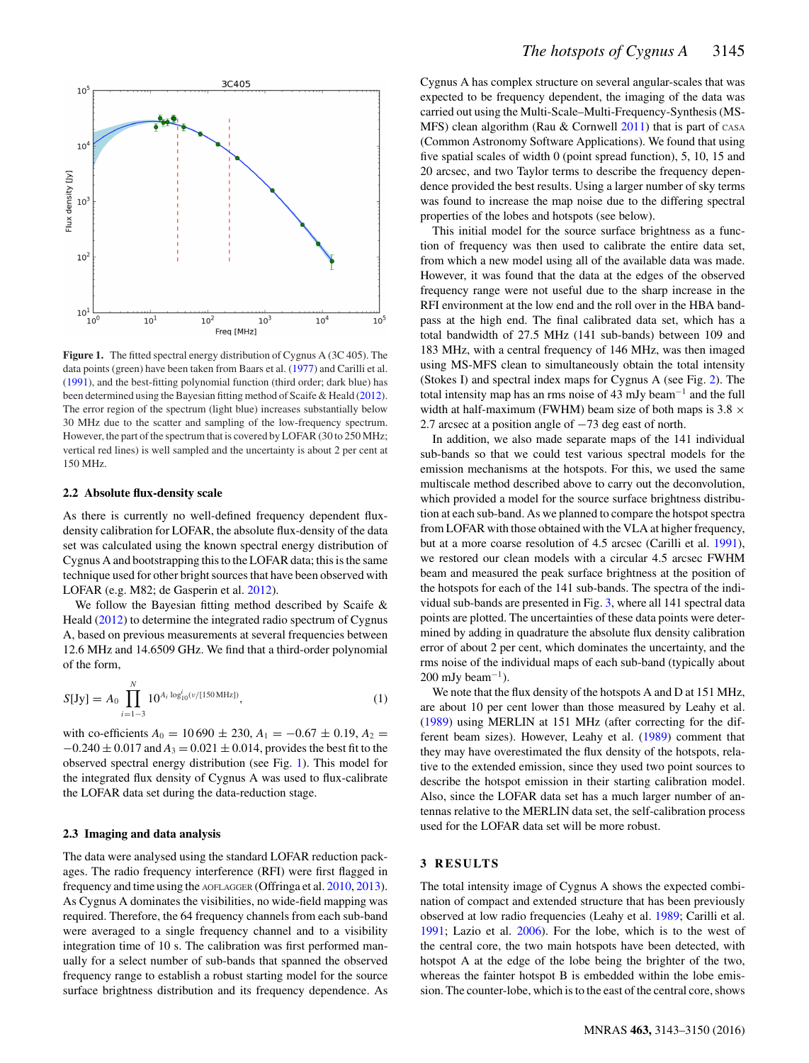**Figure 1.** The fitted spectral energy distribution of Cygnus A (3C 405). The data points (green) have been taken from Baars et al. (1977) and Carilli et al. (1991), and the best-fitting polynomial function (third order; dark blue) has been determined using the Bayesian fitting method of Scaife & Heald (2012). The error region of the spectrum (light blue) increases substantially below 30 MHz due to the scatter and sampling of the low-frequency spectrum. However, the part of the spectrum that is covered by LOFAR (30 to 250 MHz; vertical red lines) is well sampled and the uncertainty is about 2 per cent at 150 MHz.

### 2.2 Absolute flux-density scale

As there is currently no well-defined frequency dependent flux-density calibration for LOFAR, the absolute flux-density of the data set was calculated using the known spectral energy distribution of Cygnus A and bootstrapping this to the LOFAR data; this is the same technique used for other bright sources that have been observed with LOFAR (e.g. M82; de Gasperin et al. 2012).

We follow the Bayesian fitting method described by Scaife & Heald (2012) to determine the integrated radio spectrum of Cygnus A, based on previous measurements at several frequencies between 12.6 MHz and 14.6509 GHz. We find that a third-order polynomial of the form,

$$S[\mathrm{Jy}] = A_0 \prod_{i=1-3}^{N} 10^{A_i \log_{10}^{i}(\nu/[150\,\mathrm{MHz}])}, \tag{1}$$

with co-efficients $A_0 = 10\,690 \pm 230$, $A_1 = -0.67 \pm 0.19$, $A_2 = -0.240 \pm 0.017$ and $A_3 = 0.021 \pm 0.014$, provides the best fit to the observed spectral energy distribution (see Fig. 1). This model for the integrated flux density of Cygnus A was used to flux-calibrate the LOFAR data set during the data-reduction stage.

### 2.3 Imaging and data analysis

The data were analysed using the standard LOFAR reduction packages. The radio frequency interference (RFI) were first flagged in frequency and time using the AOFLAGGER (Offringa et al. 2010, 2013). As Cygnus A dominates the visibilities, no wide-field mapping was required. Therefore, the 64 frequency channels from each sub-band were averaged to a single frequency channel and to a visibility integration time of 10 s. The calibration was first performed manually for a select number of sub-bands that spanned the observed frequency range to establish a robust starting model for the source surface brightness distribution and its frequency dependence. As Cygnus A has complex structure on several angular-scales that was expected to be frequency dependent, the imaging of the data was carried out using the Multi-Scale–Multi-Frequency-Synthesis (MS-MFS) clean algorithm (Rau & Cornwell 2011) that is part of CASA (Common Astronomy Software Applications). We found that using five spatial scales of width 0 (point spread function), 5, 10, 15 and 20 arcsec, and two Taylor terms to describe the frequency dependence provided the best results. Using a larger number of sky terms was found to increase the map noise due to the differing spectral properties of the lobes and hotspots (see below).

This initial model for the source surface brightness as a function of frequency was then used to calibrate the entire data set, from which a new model using all of the available data was made. However, it was found that the data at the edges of the observed frequency range were not useful due to the sharp increase in the RFI environment at the low end and the roll over in the HBA bandpass at the high end. The final calibrated data set, which has a total bandwidth of 27.5 MHz (141 sub-bands) between 109 and 183 MHz, with a central frequency of 146 MHz, was then imaged using MS-MFS clean to simultaneously obtain the total intensity (Stokes I) and spectral index maps for Cygnus A (see Fig. 2). The total intensity map has an rms noise of 43 mJy beam$^{-1}$ and the full width at half-maximum (FWHM) beam size of both maps is 3.8 × 2.7 arcsec at a position angle of −73 deg east of north.

In addition, we also made separate maps of the 141 individual sub-bands so that we could test various spectral models for the emission mechanisms at the hotspots. For this, we used the same multiscale method described above to carry out the deconvolution, which provided a model for the source surface brightness distribution at each sub-band. As we planned to compare the hotspot spectra from LOFAR with those obtained with the VLA at higher frequency, but at a more coarse resolution of 4.5 arcsec (Carilli et al. 1991), we restored our clean models with a circular 4.5 arcsec FWHM beam and measured the peak surface brightness at the position of the hotspots for each of the 141 sub-bands. The spectra of the individual sub-bands are presented in Fig. 3, where all 141 spectral data points are plotted. The uncertainties of these data points were determined by adding in quadrature the absolute flux density calibration error of about 2 per cent, which dominates the uncertainty, and the rms noise of the individual maps of each sub-band (typically about 200 mJy beam$^{-1}$).

We note that the flux density of the hotspots A and D at 151 MHz, are about 10 per cent lower than those measured by Leahy et al. (1989) using MERLIN at 151 MHz (after correcting for the different beam sizes). However, Leahy et al. (1989) comment that they may have overestimated the flux density of the hotspots, relative to the extended emission, since they used two point sources to describe the hotspot emission in their starting calibration model. Also, since the LOFAR data set has a much larger number of antennas relative to the MERLIN data set, the self-calibration process used for the LOFAR data set will be more robust.

## 3 RESULTS

The total intensity image of Cygnus A shows the expected combination of compact and extended structure that has been previously observed at low radio frequencies (Leahy et al. 1989; Carilli et al. 1991; Lazio et al. 2006). For the lobe, which is to the west of the central core, the two main hotspots have been detected, with hotspot A at the edge of the lobe being the brighter of the two, whereas the fainter hotspot B is embedded within the lobe emission. The counter-lobe, which is to the east of the central core, shows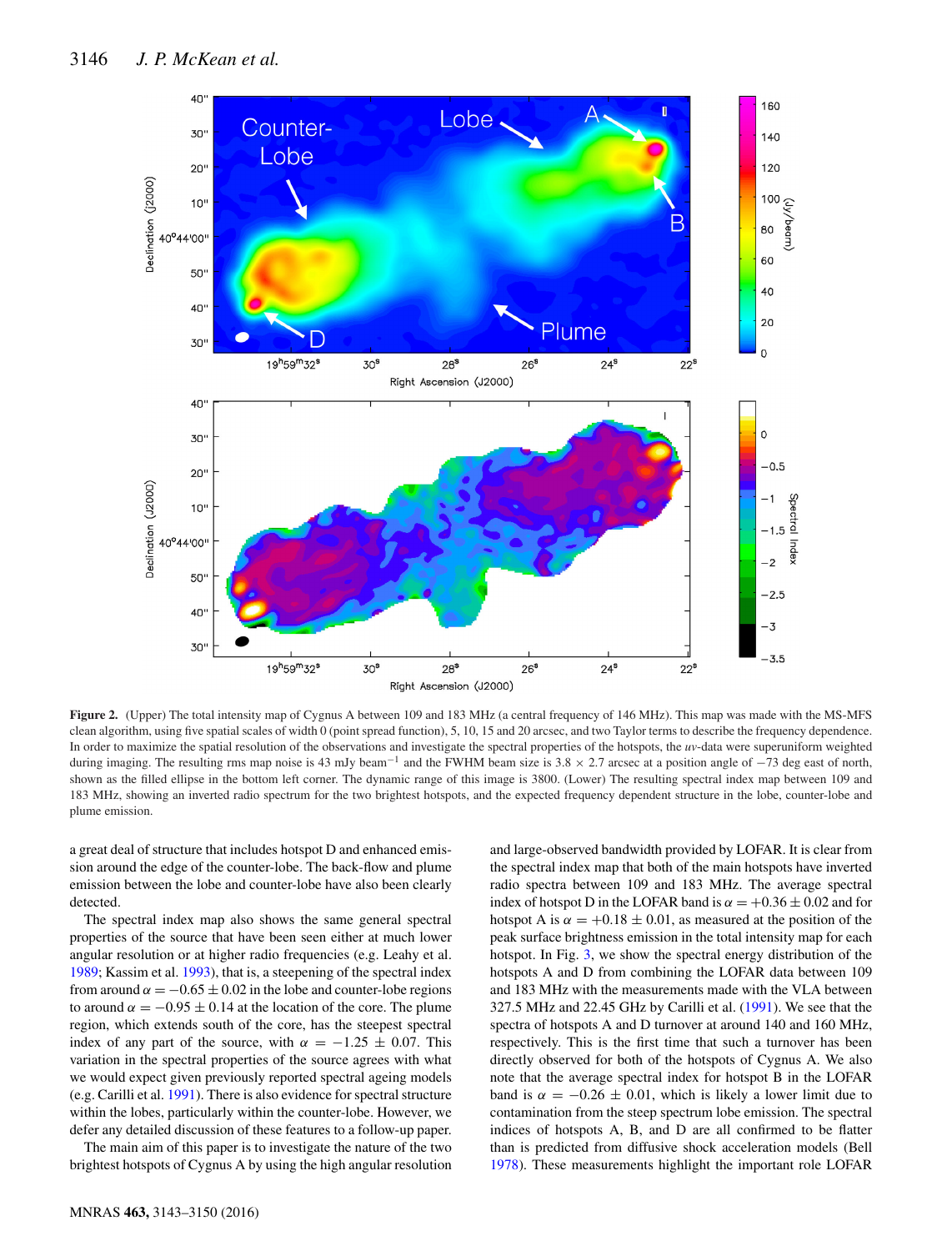**Figure 2.** (Upper) The total intensity map of Cygnus A between 109 and 183 MHz (a central frequency of 146 MHz). This map was made with the MS-MFS clean algorithm, using five spatial scales of width 0 (point spread function), 5, 10, 15 and 20 arcsec, and two Taylor terms to describe the frequency dependence. In order to maximize the spatial resolution of the observations and investigate the spectral properties of the hotspots, the *uv*-data were superuniform weighted during imaging. The resulting rms map noise is 43 mJy beam$^{-1}$ and the FWHM beam size is 3.8 × 2.7 arcsec at a position angle of −73 deg east of north, shown as the filled ellipse in the bottom left corner. The dynamic range of this image is 3800. (Lower) The resulting spectral index map between 109 and 183 MHz, showing an inverted radio spectrum for the two brightest hotspots, and the expected frequency dependent structure in the lobe, counter-lobe and plume emission.

a great deal of structure that includes hotspot D and enhanced emission around the edge of the counter-lobe. The back-flow and plume emission between the lobe and counter-lobe have also been clearly detected.

The spectral index map also shows the same general spectral properties of the source that have been seen either at much lower angular resolution or at higher radio frequencies (e.g. Leahy et al. 1989; Kassim et al. 1993), that is, a steepening of the spectral index from around $\alpha = -0.65 \pm 0.02$ in the lobe and counter-lobe regions to around $\alpha = -0.95 \pm 0.14$ at the location of the core. The plume region, which extends south of the core, has the steepest spectral index of any part of the source, with $\alpha = -1.25 \pm 0.07$. This variation in the spectral properties of the source agrees with what we would expect given previously reported spectral ageing models (e.g. Carilli et al. 1991). There is also evidence for spectral structure within the lobes, particularly within the counter-lobe. However, we defer any detailed discussion of these features to a follow-up paper.

The main aim of this paper is to investigate the nature of the two brightest hotspots of Cygnus A by using the high angular resolution and large-observed bandwidth provided by LOFAR. It is clear from the spectral index map that both of the main hotspots have inverted radio spectra between 109 and 183 MHz. The average spectral index of hotspot D in the LOFAR band is $\alpha = +0.36 \pm 0.02$ and for hotspot A is $\alpha = +0.18 \pm 0.01$, as measured at the position of the peak surface brightness emission in the total intensity map for each hotspot. In Fig. 3, we show the spectral energy distribution of the hotspots A and D from combining the LOFAR data between 109 and 183 MHz with the measurements made with the VLA between 327.5 MHz and 22.45 GHz by Carilli et al. (1991). We see that the spectra of hotspots A and D turnover at around 140 and 160 MHz, respectively. This is the first time that such a turnover has been directly observed for both of the hotspots of Cygnus A. We also note that the average spectral index for hotspot B in the LOFAR band is $\alpha = -0.26 \pm 0.01$, which is likely a lower limit due to contamination from the steep spectrum lobe emission. The spectral indices of hotspots A, B, and D are all confirmed to be flatter than is predicted from diffusive shock acceleration models (Bell 1978). These measurements highlight the important role LOFAR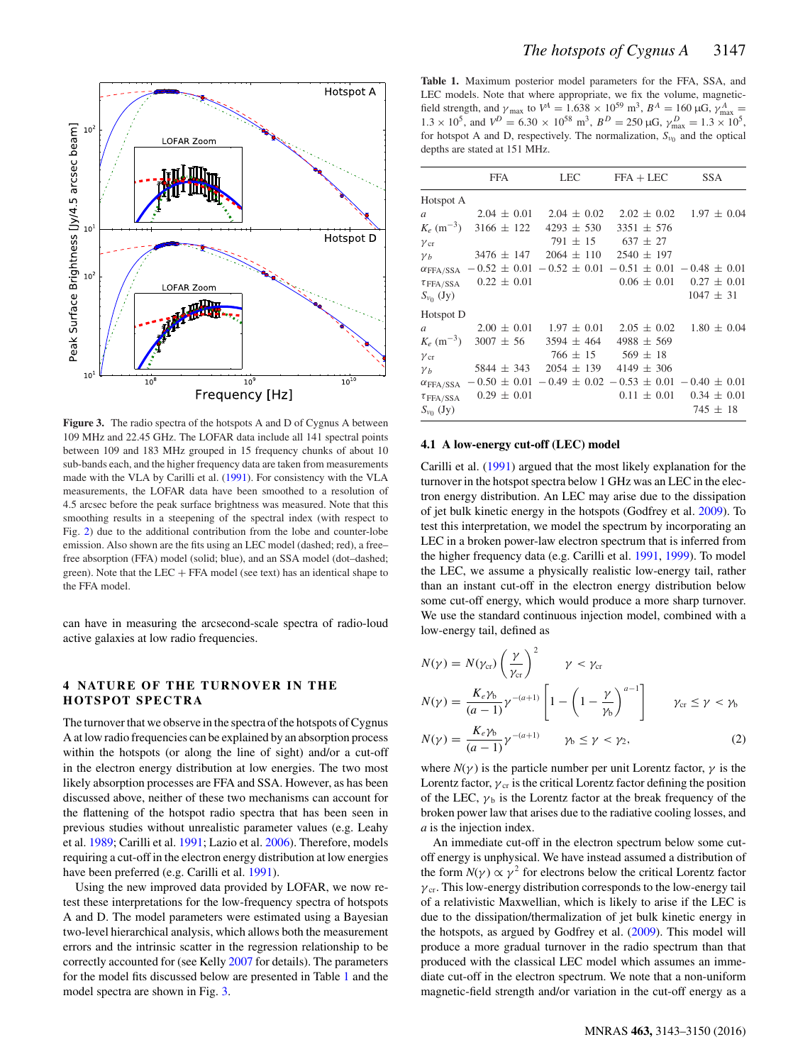Figure 3. The radio spectra of the hotspots A and D of Cygnus A between 109 MHz and 22.45 GHz. The LOFAR data include all 141 spectral points between 109 and 183 MHz grouped in 15 frequency chunks of about 10 sub-bands each, and the higher frequency data are taken from measurements made with the VLA by Carilli et al. (1991). For consistency with the VLA measurements, the LOFAR data have been smoothed to a resolution of 4.5 arcsec before the peak surface brightness was measured. Note that this smoothing results in a steepening of the spectral index (with respect to Fig. 2) due to the additional contribution from the lobe and counter-lobe emission. Also shown are the fits using an LEC model (dashed; red), a free–free absorption (FFA) model (solid; blue), and an SSA model (dot–dashed; green). Note that the LEC + FFA model (see text) has an identical shape to the FFA model.

can have in measuring the arcsecond-scale spectra of radio-loud active galaxies at low radio frequencies.

## 4 NATURE OF THE TURNOVER IN THE HOTSPOT SPECTRA

The turnover that we observe in the spectra of the hotspots of Cygnus A at low radio frequencies can be explained by an absorption process within the hotspots (or along the line of sight) and/or a cut-off in the electron energy distribution at low energies. The two most likely absorption processes are FFA and SSA. However, as has been discussed above, neither of these two mechanisms can account for the flattening of the hotspot radio spectra that has been seen in previous studies without unrealistic parameter values (e.g. Leahy et al. 1989; Carilli et al. 1991; Lazio et al. 2006). Therefore, models requiring a cut-off in the electron energy distribution at low energies have been preferred (e.g. Carilli et al. 1991).

Using the new improved data provided by LOFAR, we now re-test these interpretations for the low-frequency spectra of hotspots A and D. The model parameters were estimated using a Bayesian two-level hierarchical analysis, which allows both the measurement errors and the intrinsic scatter in the regression relationship to be correctly accounted for (see Kelly 2007 for details). The parameters for the model fits discussed below are presented in Table 1 and the model spectra are shown in Fig. 3.

Table 1. Maximum posterior model parameters for the FFA, SSA, and LEC models. Note that where appropriate, we fix the volume, magnetic-field strength, and $\gamma_{\rm max}$ to $V^A = 1.638 \times 10^{59}$ m$^3$, $B^A = 160$ μG, $\gamma^A_{\rm max} = 1.3 \times 10^5$, and $V^D = 6.30 \times 10^{58}$ m$^3$, $B^D = 250$ μG, $\gamma^D_{\rm max} = 1.3 \times 10^5$, for hotspot A and D, respectively. The normalization, $S_{\nu_0}$ and the optical depths are stated at 151 MHz.

| | FFA | LEC | FFA + LEC | SSA |
|---|---|---|---|---|
| Hotspot A | | | | |
| $a$ | 2.04 ± 0.01 | 2.04 ± 0.02 | 2.02 ± 0.02 | 1.97 ± 0.04 |
| $K_e$ (m$^{-3}$) | 3166 ± 122 | 4293 ± 530 | 3351 ± 576 | |
| $\gamma_{\rm cr}$ | | 791 ± 15 | 637 ± 27 | |
| $\gamma_b$ | 3476 ± 147 | 2064 ± 110 | 2540 ± 197 | |
| $\alpha_{\rm FFA/SSA}$ | −0.52 ± 0.01 | −0.52 ± 0.01 | −0.51 ± 0.01 | −0.48 ± 0.01 |
| $\tau_{\rm FFA/SSA}$ | 0.22 ± 0.01 | | 0.06 ± 0.01 | 0.27 ± 0.01 |
| $S_{\nu_0}$ (Jy) | | | | 1047 ± 31 |
| Hotspot D | | | | |
| $a$ | 2.00 ± 0.01 | 1.97 ± 0.01 | 2.05 ± 0.02 | 1.80 ± 0.04 |
| $K_e$ (m$^{-3}$) | 3007 ± 56 | 3594 ± 464 | 4988 ± 569 | |
| $\gamma_{\rm cr}$ | | 766 ± 15 | 569 ± 18 | |
| $\gamma_b$ | 5844 ± 343 | 2054 ± 139 | 4149 ± 306 | |
| $\alpha_{\rm FFA/SSA}$ | −0.50 ± 0.01 | −0.49 ± 0.02 | −0.53 ± 0.01 | −0.40 ± 0.01 |
| $\tau_{\rm FFA/SSA}$ | 0.29 ± 0.01 | | 0.11 ± 0.01 | 0.34 ± 0.01 |
| $S_{\nu_0}$ (Jy) | | | | 745 ± 18 |

### 4.1 A low-energy cut-off (LEC) model

Carilli et al. (1991) argued that the most likely explanation for the turnover in the hotspot spectra below 1 GHz was an LEC in the electron energy distribution. An LEC may arise due to the dissipation of jet bulk kinetic energy in the hotspots (Godfrey et al. 2009). To test this interpretation, we model the spectrum by incorporating an LEC in a broken power-law electron spectrum that is inferred from the higher frequency data (e.g. Carilli et al. 1991, 1999). To model the LEC, we assume a physically realistic low-energy tail, rather than an instant cut-off in the electron energy distribution below some cut-off energy, which would produce a more sharp turnover. We use the standard continuous injection model, combined with a low-energy tail, defined as

$$N(\gamma) = N(\gamma_{\rm cr})\left(\frac{\gamma}{\gamma_{\rm cr}}\right)^2 \qquad \gamma < \gamma_{\rm cr}$$

$$N(\gamma) = \frac{K_e \gamma_b}{(a-1)}\gamma^{-(a+1)}\left[1 - \left(1 - \frac{\gamma}{\gamma_b}\right)^{a-1}\right] \qquad \gamma_{\rm cr} \leq \gamma < \gamma_b$$

$$N(\gamma) = \frac{K_e \gamma_b}{(a-1)}\gamma^{-(a+1)} \qquad \gamma_b \leq \gamma < \gamma_2, \tag{2}$$

where $N(\gamma)$ is the particle number per unit Lorentz factor, $\gamma$ is the Lorentz factor, $\gamma_{\rm cr}$ is the critical Lorentz factor defining the position of the LEC, $\gamma_b$ is the Lorentz factor at the break frequency of the broken power law that arises due to the radiative cooling losses, and $a$ is the injection index.

An immediate cut-off in the electron spectrum below some cut-off energy is unphysical. We have instead assumed a distribution of the form $N(\gamma) \propto \gamma^2$ for electrons below the critical Lorentz factor $\gamma_{\rm cr}$. This low-energy distribution corresponds to the low-energy tail of a relativistic Maxwellian, which is likely to arise if the LEC is due to the dissipation/thermalization of jet bulk kinetic energy in the hotspots, as argued by Godfrey et al. (2009). This model will produce a more gradual turnover in the radio spectrum than that produced with the classical LEC model which assumes an immediate cut-off in the electron spectrum. We note that a non-uniform magnetic-field strength and/or variation in the cut-off energy as a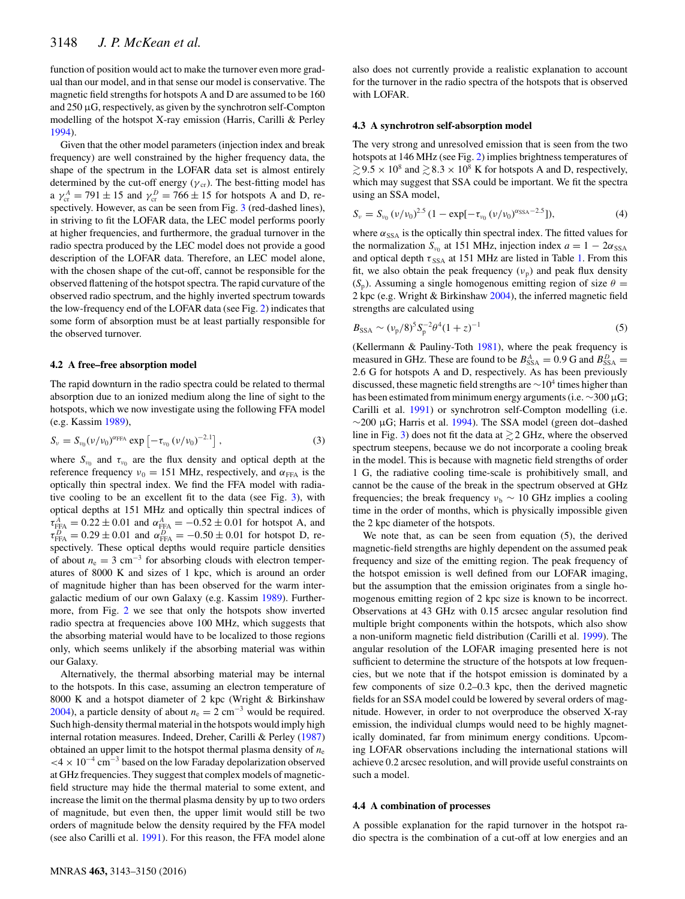function of position would act to make the turnover even more gradual than our model, and in that sense our model is conservative. The magnetic field strengths for hotspots A and D are assumed to be 160 and 250 μG, respectively, as given by the synchrotron self-Compton modelling of the hotspot X-ray emission (Harris, Carilli & Perley 1994).

Given that the other model parameters (injection index and break frequency) are well constrained by the higher frequency data, the shape of the spectrum in the LOFAR data set is almost entirely determined by the cut-off energy ($\gamma_{\rm cr}$). The best-fitting model has a $\gamma_{\rm cr}^{A} = 791 \pm 15$ and $\gamma_{\rm cr}^{D} = 766 \pm 15$ for hotspots A and D, respectively. However, as can be seen from Fig. 3 (red-dashed lines), in striving to fit the LOFAR data, the LEC model performs poorly at higher frequencies, and furthermore, the gradual turnover in the radio spectra produced by the LEC model does not provide a good description of the LOFAR data. Therefore, an LEC model alone, with the chosen shape of the cut-off, cannot be responsible for the observed flattening of the hotspot spectra. The rapid curvature of the observed radio spectrum, and the highly inverted spectrum towards the low-frequency end of the LOFAR data (see Fig. 2) indicates that some form of absorption must be at least partially responsible for the observed turnover.

### 4.2 A free–free absorption model

The rapid downturn in the radio spectra could be related to thermal absorption due to an ionized medium along the line of sight to the hotspots, which we now investigate using the following FFA model (e.g. Kassim 1989),

$$S_{\nu} = S_{\nu_0}(\nu/\nu_0)^{\alpha_{\rm FFA}} \exp\left[-\tau_{\nu_0}\left(\nu/\nu_0\right)^{-2.1}\right], \tag{3}$$

where $S_{\nu_0}$ and $\tau_{\nu_0}$ are the flux density and optical depth at the reference frequency $\nu_0 = 151$ MHz, respectively, and $\alpha_{\rm FFA}$ is the optically thin spectral index. We find the FFA model with radiative cooling to be an excellent fit to the data (see Fig. 3), with optical depths at 151 MHz and optically thin spectral indices of $\tau_{\rm FFA}^{A} = 0.22 \pm 0.01$ and $\alpha_{\rm FFA}^{A} = -0.52 \pm 0.01$ for hotspot A, and $\tau_{\rm FFA}^{D} = 0.29 \pm 0.01$ and $\alpha_{\rm FFA}^{D} = -0.50 \pm 0.01$ for hotspot D, respectively. These optical depths would require particle densities of about $n_{\rm e} = 3$ cm$^{-3}$ for absorbing clouds with electron temperatures of 8000 K and sizes of 1 kpc, which is around an order of magnitude higher than has been observed for the warm intergalactic medium of our own Galaxy (e.g. Kassim 1989). Furthermore, from Fig. 2 we see that only the hotspots show inverted radio spectra at frequencies above 100 MHz, which suggests that the absorbing material would have to be localized to those regions only, which seems unlikely if the absorbing material was within our Galaxy.

Alternatively, the thermal absorbing material may be internal to the hotspots. In this case, assuming an electron temperature of 8000 K and a hotspot diameter of 2 kpc (Wright & Birkinshaw 2004), a particle density of about $n_{\rm e} = 2$ cm$^{-3}$ would be required. Such high-density thermal material in the hotspots would imply high internal rotation measures. Indeed, Dreher, Carilli & Perley (1987) obtained an upper limit to the hotspot thermal plasma density of $n_{\rm e} < 4 \times 10^{-4}$ cm$^{-3}$ based on the low Faraday depolarization observed at GHz frequencies. They suggest that complex models of magnetic-field structure may hide the thermal material to some extent, and increase the limit on the thermal plasma density by up to two orders of magnitude, but even then, the upper limit would still be two orders of magnitude below the density required by the FFA model (see also Carilli et al. 1991). For this reason, the FFA model alone also does not currently provide a realistic explanation to account for the turnover in the radio spectra of the hotspots that is observed with LOFAR.

### 4.3 A synchrotron self-absorption model

The very strong and unresolved emission that is seen from the two hotspots at 146 MHz (see Fig. 2) implies brightness temperatures of $\gtrsim 9.5 \times 10^{8}$ and $\gtrsim 8.3 \times 10^{8}$ K for hotspots A and D, respectively, which may suggest that SSA could be important. We fit the spectra using an SSA model,

$$S_{\nu} = S_{\nu_0}\left(\nu/\nu_0\right)^{2.5}\left(1 - \exp[-\tau_{\nu_0}\left(\nu/\nu_0\right)^{\alpha_{\rm SSA}-2.5}]\right), \tag{4}$$

where $\alpha_{\rm SSA}$ is the optically thin spectral index. The fitted values for the normalization $S_{\nu_0}$ at 151 MHz, injection index $a = 1 - 2\alpha_{\rm SSA}$ and optical depth $\tau_{\rm SSA}$ at 151 MHz are listed in Table 1. From this fit, we also obtain the peak frequency ($\nu_{\rm p}$) and peak flux density ($S_{\rm p}$). Assuming a single homogenous emitting region of size $\theta = 2$ kpc (e.g. Wright & Birkinshaw 2004), the inferred magnetic field strengths are calculated using

$$B_{\rm SSA} \sim (\nu_{\rm p}/8)^{5} S_{\rm p}^{-2} \theta^{4} (1+z)^{-1} \tag{5}$$

(Kellermann & Pauliny-Toth 1981), where the peak frequency is measured in GHz. These are found to be $B_{\rm SSA}^{A} = 0.9$ G and $B_{\rm SSA}^{D} = 2.6$ G for hotspots A and D, respectively. As has been previously discussed, these magnetic field strengths are $\sim 10^{4}$ times higher than has been estimated from minimum energy arguments (i.e. $\sim$300 μG; Carilli et al. 1991) or synchrotron self-Compton modelling (i.e. $\sim$200 μG; Harris et al. 1994). The SSA model (green dot–dashed line in Fig. 3) does not fit the data at $\gtrsim 2$ GHz, where the observed spectrum steepens, because we do not incorporate a cooling break in the model. This is because with magnetic field strengths of order 1 G, the radiative cooling time-scale is prohibitively small, and cannot be the cause of the break in the spectrum observed at GHz frequencies; the break frequency $\nu_{\rm b} \sim 10$ GHz implies a cooling time in the order of months, which is physically impossible given the 2 kpc diameter of the hotspots.

We note that, as can be seen from equation (5), the derived magnetic-field strengths are highly dependent on the assumed peak frequency and size of the emitting region. The peak frequency of the hotspot emission is well defined from our LOFAR imaging, but the assumption that the emission originates from a single homogenous emitting region of 2 kpc size is known to be incorrect. Observations at 43 GHz with 0.15 arcsec angular resolution find multiple bright components within the hotspots, which also show a non-uniform magnetic field distribution (Carilli et al. 1999). The angular resolution of the LOFAR imaging presented here is not sufficient to determine the structure of the hotspots at low frequencies, but we note that if the hotspot emission is dominated by a few components of size 0.2–0.3 kpc, then the derived magnetic fields for an SSA model could be lowered by several orders of magnitude. However, in order to not overproduce the observed X-ray emission, the individual clumps would need to be highly magnetically dominated, far from minimum energy conditions. Upcoming LOFAR observations including the international stations will achieve 0.2 arcsec resolution, and will provide useful constraints on such a model.

### 4.4 A combination of processes

A possible explanation for the rapid turnover in the hotspot radio spectra is the combination of a cut-off at low energies and an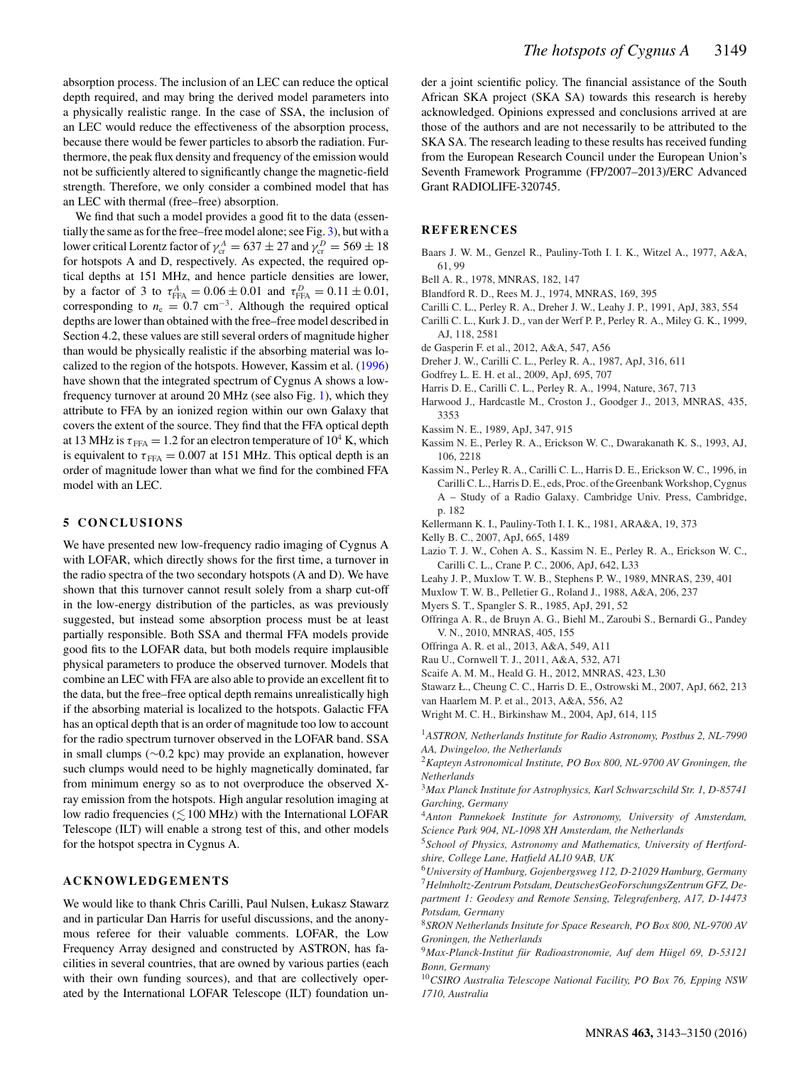absorption process. The inclusion of an LEC can reduce the optical depth required, and may bring the derived model parameters into a physically realistic range. In the case of SSA, the inclusion of an LEC would reduce the effectiveness of the absorption process, because there would be fewer particles to absorb the radiation. Furthermore, the peak flux density and frequency of the emission would not be sufficiently altered to significantly change the magnetic-field strength. Therefore, we only consider a combined model that has an LEC with thermal (free–free) absorption.

We find that such a model provides a good fit to the data (essentially the same as for the free–free model alone; see Fig. 3), but with a lower critical Lorentz factor of $\gamma_{\rm cr}^{A} = 637 \pm 27$ and $\gamma_{\rm cr}^{D} = 569 \pm 18$ for hotspots A and D, respectively. As expected, the required optical depths at 151 MHz, and hence particle densities are lower, by a factor of 3 to $\tau_{\rm FFA}^{A} = 0.06 \pm 0.01$ and $\tau_{\rm FFA}^{D} = 0.11 \pm 0.01$, corresponding to $n_{\rm e} = 0.7$ cm$^{-3}$. Although the required optical depths are lower than obtained with the free–free model described in Section 4.2, these values are still several orders of magnitude higher than would be physically realistic if the absorbing material was localized to the region of the hotspots. However, Kassim et al. (1996) have shown that the integrated spectrum of Cygnus A shows a low-frequency turnover at around 20 MHz (see also Fig. 1), which they attribute to FFA by an ionized region within our own Galaxy that covers the extent of the source. They find that the FFA optical depth at 13 MHz is $\tau_{\rm FFA} = 1.2$ for an electron temperature of $10^4$ K, which is equivalent to $\tau_{\rm FFA} = 0.007$ at 151 MHz. This optical depth is an order of magnitude lower than what we find for the combined FFA model with an LEC.

## 5 CONCLUSIONS

We have presented new low-frequency radio imaging of Cygnus A with LOFAR, which directly shows for the first time, a turnover in the radio spectra of the two secondary hotspots (A and D). We have shown that this turnover cannot result solely from a sharp cut-off in the low-energy distribution of the particles, as was previously suggested, but instead some absorption process must be at least partially responsible. Both SSA and thermal FFA models provide good fits to the LOFAR data, but both models require implausible physical parameters to produce the observed turnover. Models that combine an LEC with FFA are also able to provide an excellent fit to the data, but the free–free optical depth remains unrealistically high if the absorbing material is localized to the hotspots. Galactic FFA has an optical depth that is an order of magnitude too low to account for the radio spectrum turnover observed in the LOFAR band. SSA in small clumps ($\sim$0.2 kpc) may provide an explanation, however such clumps would need to be highly magnetically dominated, far from minimum energy so as to not overproduce the observed X-ray emission from the hotspots. High angular resolution imaging at low radio frequencies ($\lesssim$100 MHz) with the International LOFAR Telescope (ILT) will enable a strong test of this, and other models for the hotspot spectra in Cygnus A.

## ACKNOWLEDGEMENTS

We would like to thank Chris Carilli, Paul Nulsen, Łukasz Stawarz and in particular Dan Harris for useful discussions, and the anonymous referee for their valuable comments. LOFAR, the Low Frequency Array designed and constructed by ASTRON, has facilities in several countries, that are owned by various parties (each with their own funding sources), and that are collectively operated by the International LOFAR Telescope (ILT) foundation under a joint scientific policy. The financial assistance of the South African SKA project (SKA SA) towards this research is hereby acknowledged. Opinions expressed and conclusions arrived at are those of the authors and are not necessarily to be attributed to the SKA SA. The research leading to these results has received funding from the European Research Council under the European Union's Seventh Framework Programme (FP/2007–2013)/ERC Advanced Grant RADIOLIFE-320745.

## REFERENCES

Baars J. W. M., Genzel R., Pauliny-Toth I. I. K., Witzel A., 1977, A&A, 61, 99

Bell A. R., 1978, MNRAS, 182, 147

Blandford R. D., Rees M. J., 1974, MNRAS, 169, 395

Carilli C. L., Perley R. A., Dreher J. W., Leahy J. P., 1991, ApJ, 383, 554

Carilli C. L., Kurk J. D., van der Werf P. P., Perley R. A., Miley G. K., 1999, AJ, 118, 2581

de Gasperin F. et al., 2012, A&A, 547, A56

Dreher J. W., Carilli C. L., Perley R. A., 1987, ApJ, 316, 611

Godfrey L. E. H. et al., 2009, ApJ, 695, 707

Harris D. E., Carilli C. L., Perley R. A., 1994, Nature, 367, 713

Harwood J., Hardcastle M., Croston J., Goodger J., 2013, MNRAS, 435, 3353

Kassim N. E., 1989, ApJ, 347, 915

Kassim N. E., Perley R. A., Erickson W. C., Dwarakanath K. S., 1993, AJ, 106, 2218

Kassim N., Perley R. A., Carilli C. L., Harris D. E., Erickson W. C., 1996, in Carilli C. L., Harris D. E., eds, Proc. of the Greenbank Workshop, Cygnus A – Study of a Radio Galaxy. Cambridge Univ. Press, Cambridge, p. 182

Kellermann K. I., Pauliny-Toth I. I. K., 1981, ARA&A, 19, 373

Kelly B. C., 2007, ApJ, 665, 1489

Lazio T. J. W., Cohen A. S., Kassim N. E., Perley R. A., Erickson W. C., Carilli C. L., Crane P. C., 2006, ApJ, 642, L33

Leahy J. P., Muxlow T. W. B., Stephens P. W., 1989, MNRAS, 239, 401

Muxlow T. W. B., Pelletier G., Roland J., 1988, A&A, 206, 237

Myers S. T., Spangler S. R., 1985, ApJ, 291, 52

Offringa A. R., de Bruyn A. G., Biehl M., Zaroubi S., Bernardi G., Pandey V. N., 2010, MNRAS, 405, 155

Offringa A. R. et al., 2013, A&A, 549, A11

Rau U., Cornwell T. J., 2011, A&A, 532, A71

Scaife A. M. M., Heald G. H., 2012, MNRAS, 423, L30

Stawarz Ł., Cheung C. C., Harris D. E., Ostrowski M., 2007, ApJ, 662, 213

van Haarlem M. P. et al., 2013, A&A, 556, A2

Wright M. C. H., Birkinshaw M., 2004, ApJ, 614, 115

[1]*ASTRON, Netherlands Institute for Radio Astronomy, Postbus 2, NL-7990 AA, Dwingeloo, the Netherlands*
[2]*Kapteyn Astronomical Institute, PO Box 800, NL-9700 AV Groningen, the Netherlands*
[3]*Max Planck Institute for Astrophysics, Karl Schwarzschild Str. 1, D-85741 Garching, Germany*
[4]*Anton Pannekoek Institute for Astronomy, University of Amsterdam, Science Park 904, NL-1098 XH Amsterdam, the Netherlands*
[5]*School of Physics, Astronomy and Mathematics, University of Hertfordshire, College Lane, Hatfield AL10 9AB, UK*
[6]*University of Hamburg, Gojenbergsweg 112, D-21029 Hamburg, Germany*
[7]*Helmholtz-Zentrum Potsdam, DeutschesGeoForschungsZentrum GFZ, Department 1: Geodesy and Remote Sensing, Telegrafenberg, A17, D-14473 Potsdam, Germany*
[8]*SRON Netherlands Insitute for Space Research, PO Box 800, NL-9700 AV Groningen, the Netherlands*
[9]*Max-Planck-Institut für Radioastronomie, Auf dem Hügel 69, D-53121 Bonn, Germany*
[10]*CSIRO Australia Telescope National Facility, PO Box 76, Epping NSW 1710, Australia*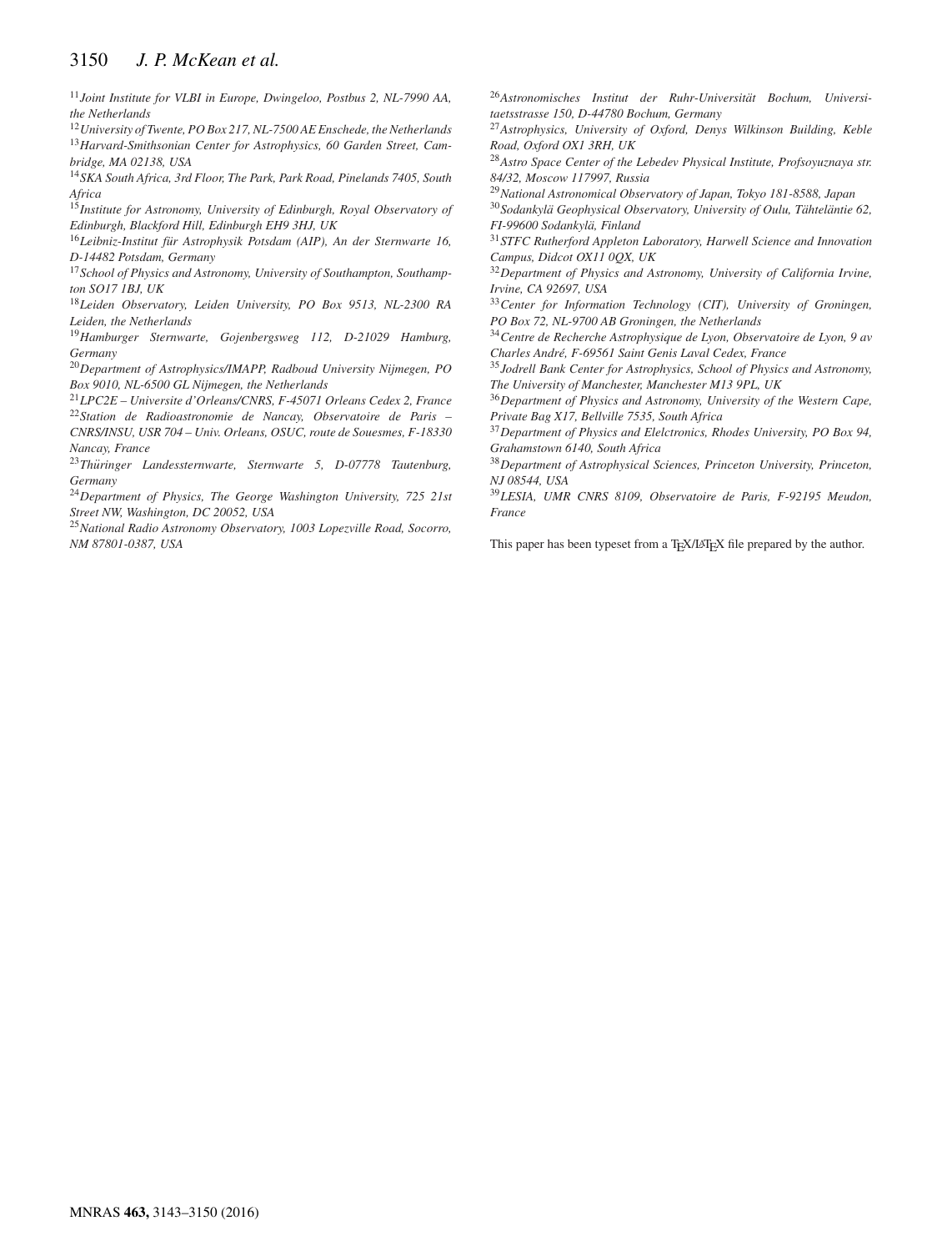[11] *Joint Institute for VLBI in Europe, Dwingeloo, Postbus 2, NL-7990 AA, the Netherlands*
[12] *University of Twente, PO Box 217, NL-7500 AE Enschede, the Netherlands*
[13] *Harvard-Smithsonian Center for Astrophysics, 60 Garden Street, Cambridge, MA 02138, USA*
[14] *SKA South Africa, 3rd Floor, The Park, Park Road, Pinelands 7405, South Africa*
[15] *Institute for Astronomy, University of Edinburgh, Royal Observatory of Edinburgh, Blackford Hill, Edinburgh EH9 3HJ, UK*
[16] *Leibniz-Institut für Astrophysik Potsdam (AIP), An der Sternwarte 16, D-14482 Potsdam, Germany*
[17] *School of Physics and Astronomy, University of Southampton, Southampton SO17 1BJ, UK*
[18] *Leiden Observatory, Leiden University, PO Box 9513, NL-2300 RA Leiden, the Netherlands*
[19] *Hamburger Sternwarte, Gojenbergsweg 112, D-21029 Hamburg, Germany*
[20] *Department of Astrophysics/IMAPP, Radboud University Nijmegen, PO Box 9010, NL-6500 GL Nijmegen, the Netherlands*
[21] *LPC2E – Universite d'Orleans/CNRS, F-45071 Orleans Cedex 2, France*
[22] *Station de Radioastronomie de Nancay, Observatoire de Paris – CNRS/INSU, USR 704 – Univ. Orleans, OSUC, route de Souesmes, F-18330 Nancay, France*
[23] *Thüringer Landessternwarte, Sternwarte 5, D-07778 Tautenburg, Germany*
[24] *Department of Physics, The George Washington University, 725 21st Street NW, Washington, DC 20052, USA*
[25] *National Radio Astronomy Observatory, 1003 Lopezville Road, Socorro, NM 87801-0387, USA*
[26] *Astronomisches Institut der Ruhr-Universität Bochum, Universitaetsstrasse 150, D-44780 Bochum, Germany*
[27] *Astrophysics, University of Oxford, Denys Wilkinson Building, Keble Road, Oxford OX1 3RH, UK*
[28] *Astro Space Center of the Lebedev Physical Institute, Profsoyuznaya str. 84/32, Moscow 117997, Russia*
[29] *National Astronomical Observatory of Japan, Tokyo 181-8588, Japan*
[30] *Sodankylä Geophysical Observatory, University of Oulu, Tähteläntie 62, FI-99600 Sodankylä, Finland*
[31] *STFC Rutherford Appleton Laboratory, Harwell Science and Innovation Campus, Didcot OX11 0QX, UK*
[32] *Department of Physics and Astronomy, University of California Irvine, Irvine, CA 92697, USA*
[33] *Center for Information Technology (CIT), University of Groningen, PO Box 72, NL-9700 AB Groningen, the Netherlands*
[34] *Centre de Recherche Astrophysique de Lyon, Observatoire de Lyon, 9 av Charles André, F-69561 Saint Genis Laval Cedex, France*
[35] *Jodrell Bank Center for Astrophysics, School of Physics and Astronomy, The University of Manchester, Manchester M13 9PL, UK*
[36] *Department of Physics and Astronomy, University of the Western Cape, Private Bag X17, Bellville 7535, South Africa*
[37] *Department of Physics and Elelctronics, Rhodes University, PO Box 94, Grahamstown 6140, South Africa*
[38] *Department of Astrophysical Sciences, Princeton University, Princeton, NJ 08544, USA*
[39] *LESIA, UMR CNRS 8109, Observatoire de Paris, F-92195 Meudon, France*

This paper has been typeset from a TEX/LATEX file prepared by the author.